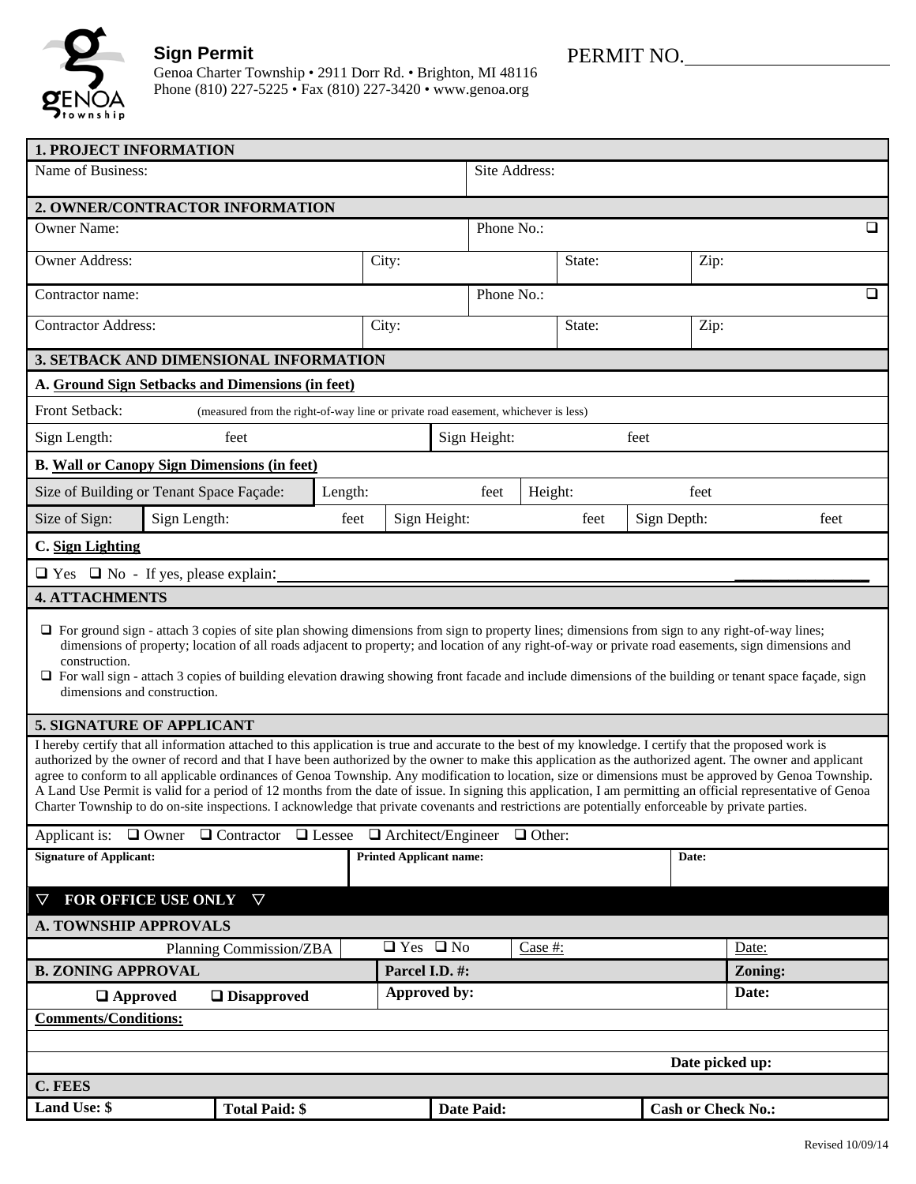**Sign Permit**
Genoa Charter Township • 2911 Dorr Rd. • Brighton, MI 48116
Phone (810) 227-5225 • Fax (810) 227-3420 • www.genoa.org

PERMIT NO.\_\_\_\_\_\_\_\_\_\_\_\_\_\_\_\_\_\_\_\_

## 1. PROJECT INFORMATION

| Name of Business: | Site Address: |
|---|---|

## 2. OWNER/CONTRACTOR INFORMATION

| Owner Name: | | Phone No.: | | ❑ |
|---|---|---|---|---|
| Owner Address: | City: | | State: | Zip: |
| Contractor name: | | Phone No.: | | ❑ |
| Contractor Address: | City: | | State: | Zip: |

## 3. SETBACK AND DIMENSIONAL INFORMATION

**A. Ground Sign Setbacks and Dimensions (in feet)**

Front Setback: (measured from the right-of-way line or private road easement, whichever is less)

| Sign Length: feet | Sign Height: feet |
|---|---|

**B. Wall or Canopy Sign Dimensions (in feet)**

| Size of Building or Tenant Space Façade: | Length: feet | Height: feet |
|---|---|---|
| Size of Sign: Sign Length: feet | Sign Height: feet | Sign Depth: feet |

**C. Sign Lighting**

❑ Yes ❑ No - If yes, please explain:\_\_\_\_\_\_\_\_\_\_\_\_\_\_\_\_\_\_\_\_\_\_\_\_\_\_\_\_\_\_\_\_\_\_\_\_\_\_\_\_\_\_\_\_\_\_

## 4. ATTACHMENTS

- ❑ For ground sign - attach 3 copies of site plan showing dimensions from sign to property lines; dimensions from sign to any right-of-way lines; dimensions of property; location of all roads adjacent to property; and location of any right-of-way or private road easements, sign dimensions and construction.
- ❑ For wall sign - attach 3 copies of building elevation drawing showing front facade and include dimensions of the building or tenant space façade, sign dimensions and construction.

## 5. SIGNATURE OF APPLICANT

I hereby certify that all information attached to this application is true and accurate to the best of my knowledge. I certify that the proposed work is authorized by the owner of record and that I have been authorized by the owner to make this application as the authorized agent. The owner and applicant agree to conform to all applicable ordinances of Genoa Township. Any modification to location, size or dimensions must be approved by Genoa Township. A Land Use Permit is valid for a period of 12 months from the date of issue. In signing this application, I am permitting an official representative of Genoa Charter Township to do on-site inspections. I acknowledge that private covenants and restrictions are potentially enforceable by private parties.

Applicant is: ❑ Owner ❑ Contractor ❑ Lessee ❑ Architect/Engineer ❑ Other:

| **Signature of Applicant:** | **Printed Applicant name:** | **Date:** |
|---|---|---|

## ▽ FOR OFFICE USE ONLY ▽

**A. TOWNSHIP APPROVALS**

| Planning Commission/ZBA | ❑ Yes ❑ No | Case #: | Date: |
|---|---|---|---|

| **B. ZONING APPROVAL** | **Parcel I.D. #:** | **Zoning:** |
|---|---|---|
| ❑ **Approved** ❑ **Disapproved** | **Approved by:** | **Date:** |

**Comments/Conditions:**

**Date picked up:**

**C. FEES**

| **Land Use: $** | **Total Paid: $** | **Date Paid:** | **Cash or Check No.:** |
|---|---|---|---|

Revised 10/09/14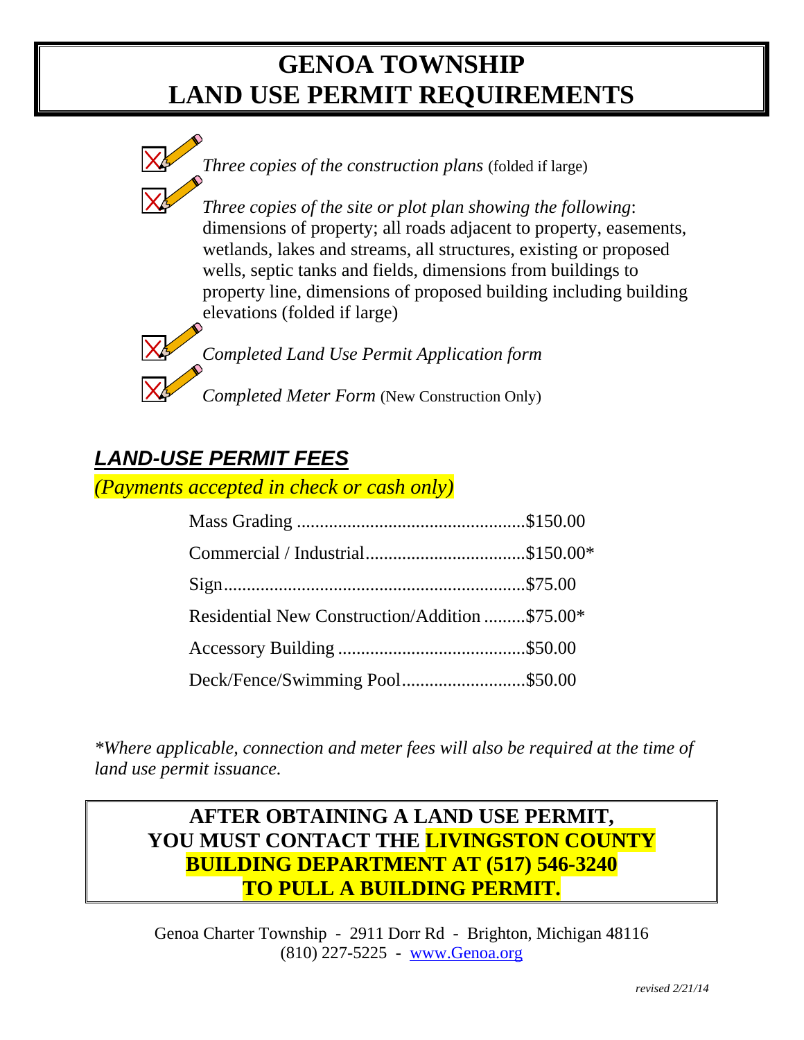# GENOA TOWNSHIP
# LAND USE PERMIT REQUIREMENTS

- *Three copies of the construction plans* (folded if large)
- *Three copies of the site or plot plan showing the following*: dimensions of property; all roads adjacent to property, easements, wetlands, lakes and streams, all structures, existing or proposed wells, septic tanks and fields, dimensions from buildings to property line, dimensions of proposed building including building elevations (folded if large)
- *Completed Land Use Permit Application form*
- *Completed Meter Form* (New Construction Only)

## ***LAND-USE PERMIT FEES***

*(Payments accepted in check or cash only)*

| | |
|---|---|
| Mass Grading | $150.00 |
| Commercial / Industrial | $150.00* |
| Sign | $75.00 |
| Residential New Construction/Addition | $75.00* |
| Accessory Building | $50.00 |
| Deck/Fence/Swimming Pool | $50.00 |

**Where applicable, connection and meter fees will also be required at the time of land use permit issuance.*

**AFTER OBTAINING A LAND USE PERMIT, YOU MUST CONTACT THE LIVINGSTON COUNTY BUILDING DEPARTMENT AT (517) 546-3240 TO PULL A BUILDING PERMIT.**

Genoa Charter Township - 2911 Dorr Rd - Brighton, Michigan 48116
(810) 227-5225 - www.Genoa.org

*revised 2/21/14*